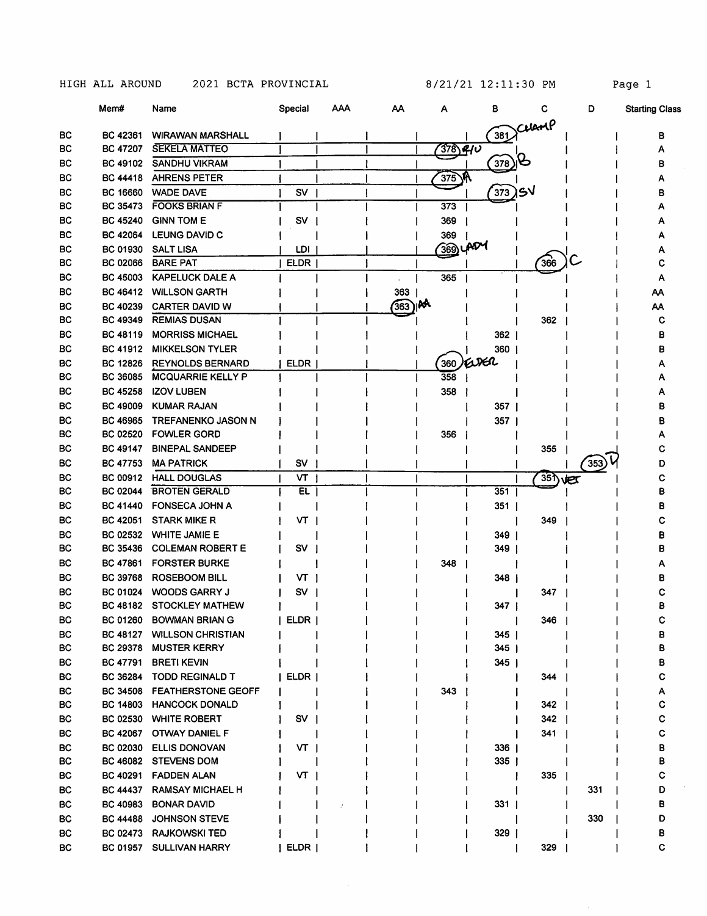HIGH ALL AROUND 2021 BCTA PROVINCIAL 8/21/21 12:11:30 PM

| | Mem# | Name | Special | AAA | AA | A | B | C | D | Starting Class |
|---|---|---|---|---|---|---|---|---|---|---|
| BC | BC 42361 | WIRAWAN MARSHALL | | | | | 381 CHAMP | | | B |
| BC | BC 47207 | SEKELA MATTEO | | | | 378 R/U | | | | A |
| BC | BC 49102 | SANDHU VIKRAM | | | | | 378 B | | | B |
| BC | BC 44418 | AHRENS PETER | | | | 375 A | | | | A |
| BC | BC 16660 | WADE DAVE | SV | | | | 373 SV | | | B |
| BC | BC 35473 | FOOKS BRIAN F | | | | 373 | | | | A |
| BC | BC 45240 | GINN TOM E | SV | | | 369 | | | | A |
| BC | BC 42064 | LEUNG DAVID C | | | | 369 | | | | A |
| BC | BC 01930 | SALT LISA | LDI | | | 369 LADY | | | | A |
| BC | BC 02066 | BARE PAT | ELDR | | | | | 366 C | | C |
| BC | BC 45003 | KAPELUCK DALE A | | | | 365 | | | | A |
| BC | BC 46412 | WILLSON GARTH | | | 363 | | | | | AA |
| BC | BC 40239 | CARTER DAVID W | | | 363 AA | | | | | AA |
| BC | BC 49349 | REMIAS DUSAN | | | | | | 362 | | C |
| BC | BC 48119 | MORRISS MICHAEL | | | | | 362 | | | B |
| BC | BC 41912 | MIKKELSON TYLER | | | | | 360 | | | B |
| BC | BC 12826 | REYNOLDS BERNARD | ELDR | | | 360 ELDER | | | | A |
| BC | BC 36085 | MCQUARRIE KELLY P | | | | 358 | | | | A |
| BC | BC 45258 | IZOV LUBEN | | | | 358 | | | | A |
| BC | BC 49009 | KUMAR RAJAN | | | | | 357 | | | B |
| BC | BC 46965 | TREFANENKO JASON N | | | | | 357 | | | B |
| BC | BC 02520 | FOWLER GORD | | | | 356 | | | | A |
| BC | BC 49147 | BINEPAL SANDEEP | | | | | | 355 | | C |
| BC | BC 47753 | MA PATRICK | SV | | | | | | 353 D | D |
| BC | BC 00912 | HALL DOUGLAS | VT | | | | | 351 VET | | C |
| BC | BC 02044 | BROTEN GERALD | EL | | | | 351 | | | B |
| BC | BC 41440 | FONSECA JOHN A | | | | | 351 | | | B |
| BC | BC 42051 | STARK MIKE R | VT | | | | | 349 | | C |
| BC | BC 02532 | WHITE JAMIE E | | | | | 349 | | | B |
| BC | BC 35436 | COLEMAN ROBERT E | SV | | | | 349 | | | B |
| BC | BC 47861 | FORSTER BURKE | | | | 348 | | | | A |
| BC | BC 39768 | ROSEBOOM BILL | VT | | | | 348 | | | B |
| BC | BC 01024 | WOODS GARRY J | SV | | | | | 347 | | C |
| BC | BC 48182 | STOCKLEY MATHEW | | | | | 347 | | | B |
| BC | BC 01260 | BOWMAN BRIAN G | ELDR | | | | | 346 | | C |
| BC | BC 48127 | WILLSON CHRISTIAN | | | | | 345 | | | B |
| BC | BC 29378 | MUSTER KERRY | | | | | 345 | | | B |
| BC | BC 47791 | BRETI KEVIN | | | | | 345 | | | B |
| BC | BC 36284 | TODD REGINALD T | ELDR | | | | | 344 | | C |
| BC | BC 34508 | FEATHERSTONE GEOFF | | | | 343 | | | | A |
| BC | BC 14803 | HANCOCK DONALD | | | | | | 342 | | C |
| BC | BC 02530 | WHITE ROBERT | SV | | | | | 342 | | C |
| BC | BC 42067 | OTWAY DANIEL F | | | | | | 341 | | C |
| BC | BC 02030 | ELLIS DONOVAN | VT | | | | 336 | | | B |
| BC | BC 46082 | STEVENS DOM | | | | | 335 | | | B |
| BC | BC 40291 | FADDEN ALAN | VT | | | | | 335 | | C |
| BC | BC 44437 | RAMSAY MICHAEL H | | | | | | | 331 | D |
| BC | BC 40983 | BONAR DAVID | | | | | 331 | | | B |
| BC | BC 44488 | JOHNSON STEVE | | | | | | | 330 | D |
| BC | BC 02473 | RAJKOWSKI TED | | | | | 329 | | | B |
| BC | BC 01957 | SULLIVAN HARRY | ELDR | | | | | 329 | | C |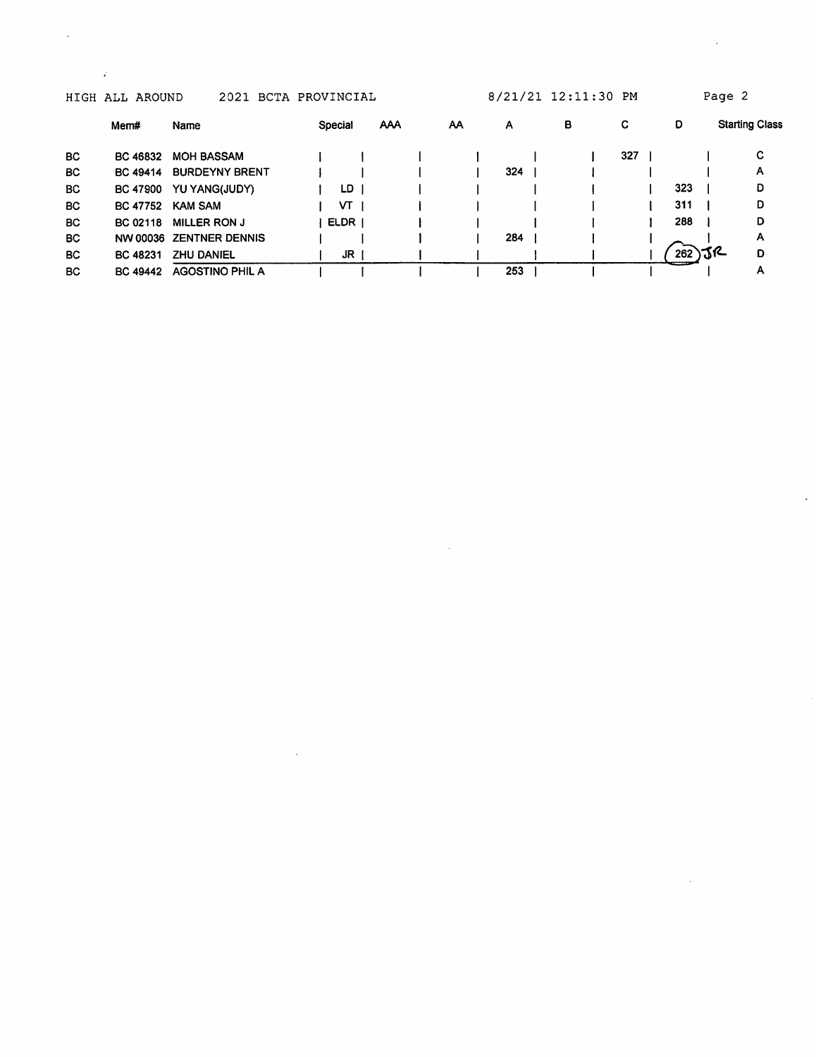HIGH ALL AROUND 2021 BCTA PROVINCIAL 8/21/21 12:11:30 PM

| | Mem# | Name | Special | AAA | AA | A | B | C | D | Starting Class |
|---|---|---|---|---|---|---|---|---|---|---|
| BC | BC 46832 | MOH BASSAM | | | | | | 327 | | C |
| BC | BC 49414 | BURDEYNY BRENT | | | | 324 | | | | A |
| BC | BC 47900 | YU YANG(JUDY) | LD | | | | | | 323 | D |
| BC | BC 47752 | KAM SAM | VT | | | | | | 311 | D |
| BC | BC 02118 | MILLER RON J | ELDR | | | | | | 288 | D |
| BC | NW 00036 | ZENTNER DENNIS | | | | 284 | | | | A |
| BC | BC 48231 | ZHU DANIEL | JR | | | | | | 262 JR | D |
| BC | BC 49442 | AGOSTINO PHIL A | | | | 253 | | | | A |